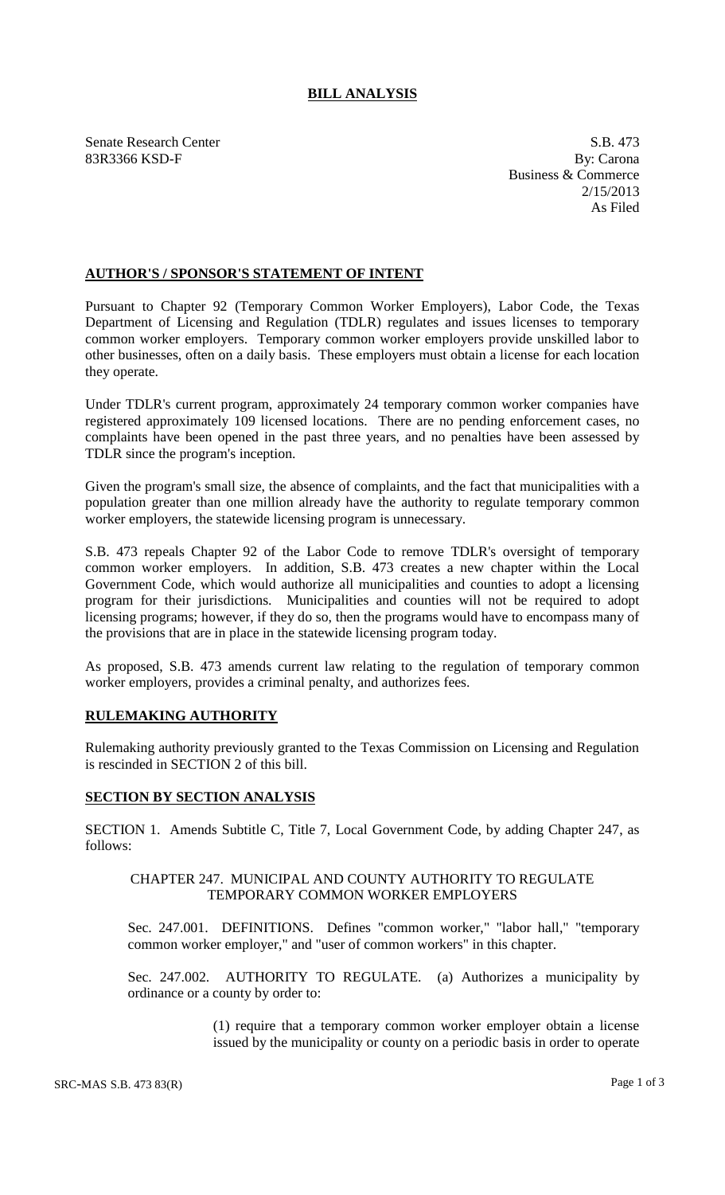# BILL ANALYSIS

Senate Research Center
83R3366 KSD-F

S.B. 473
By: Carona
Business & Commerce
2/15/2013
As Filed

## AUTHOR'S / SPONSOR'S STATEMENT OF INTENT

Pursuant to Chapter 92 (Temporary Common Worker Employers), Labor Code, the Texas Department of Licensing and Regulation (TDLR) regulates and issues licenses to temporary common worker employers. Temporary common worker employers provide unskilled labor to other businesses, often on a daily basis. These employers must obtain a license for each location they operate.

Under TDLR's current program, approximately 24 temporary common worker companies have registered approximately 109 licensed locations. There are no pending enforcement cases, no complaints have been opened in the past three years, and no penalties have been assessed by TDLR since the program's inception.

Given the program's small size, the absence of complaints, and the fact that municipalities with a population greater than one million already have the authority to regulate temporary common worker employers, the statewide licensing program is unnecessary.

S.B. 473 repeals Chapter 92 of the Labor Code to remove TDLR's oversight of temporary common worker employers. In addition, S.B. 473 creates a new chapter within the Local Government Code, which would authorize all municipalities and counties to adopt a licensing program for their jurisdictions. Municipalities and counties will not be required to adopt licensing programs; however, if they do so, then the programs would have to encompass many of the provisions that are in place in the statewide licensing program today.

As proposed, S.B. 473 amends current law relating to the regulation of temporary common worker employers, provides a criminal penalty, and authorizes fees.

## RULEMAKING AUTHORITY

Rulemaking authority previously granted to the Texas Commission on Licensing and Regulation is rescinded in SECTION 2 of this bill.

## SECTION BY SECTION ANALYSIS

SECTION 1. Amends Subtitle C, Title 7, Local Government Code, by adding Chapter 247, as follows:

CHAPTER 247. MUNICIPAL AND COUNTY AUTHORITY TO REGULATE TEMPORARY COMMON WORKER EMPLOYERS

Sec. 247.001. DEFINITIONS. Defines "common worker," "labor hall," "temporary common worker employer," and "user of common workers" in this chapter.

Sec. 247.002. AUTHORITY TO REGULATE. (a) Authorizes a municipality by ordinance or a county by order to:

(1) require that a temporary common worker employer obtain a license issued by the municipality or county on a periodic basis in order to operate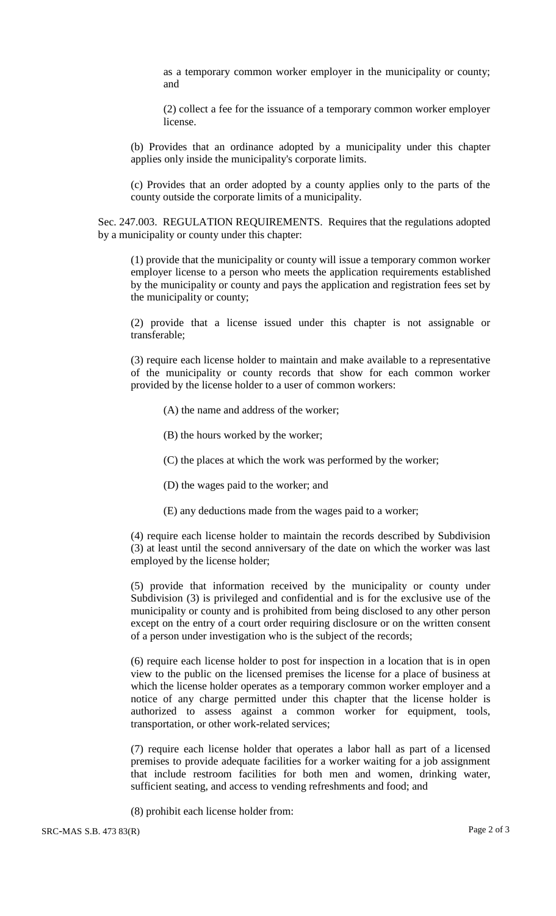as a temporary common worker employer in the municipality or county; and

(2) collect a fee for the issuance of a temporary common worker employer license.

(b) Provides that an ordinance adopted by a municipality under this chapter applies only inside the municipality's corporate limits.

(c) Provides that an order adopted by a county applies only to the parts of the county outside the corporate limits of a municipality.

Sec. 247.003. REGULATION REQUIREMENTS. Requires that the regulations adopted by a municipality or county under this chapter:

(1) provide that the municipality or county will issue a temporary common worker employer license to a person who meets the application requirements established by the municipality or county and pays the application and registration fees set by the municipality or county;

(2) provide that a license issued under this chapter is not assignable or transferable;

(3) require each license holder to maintain and make available to a representative of the municipality or county records that show for each common worker provided by the license holder to a user of common workers:

(A) the name and address of the worker;

(B) the hours worked by the worker;

(C) the places at which the work was performed by the worker;

(D) the wages paid to the worker; and

(E) any deductions made from the wages paid to a worker;

(4) require each license holder to maintain the records described by Subdivision (3) at least until the second anniversary of the date on which the worker was last employed by the license holder;

(5) provide that information received by the municipality or county under Subdivision (3) is privileged and confidential and is for the exclusive use of the municipality or county and is prohibited from being disclosed to any other person except on the entry of a court order requiring disclosure or on the written consent of a person under investigation who is the subject of the records;

(6) require each license holder to post for inspection in a location that is in open view to the public on the licensed premises the license for a place of business at which the license holder operates as a temporary common worker employer and a notice of any charge permitted under this chapter that the license holder is authorized to assess against a common worker for equipment, tools, transportation, or other work-related services;

(7) require each license holder that operates a labor hall as part of a licensed premises to provide adequate facilities for a worker waiting for a job assignment that include restroom facilities for both men and women, drinking water, sufficient seating, and access to vending refreshments and food; and

(8) prohibit each license holder from: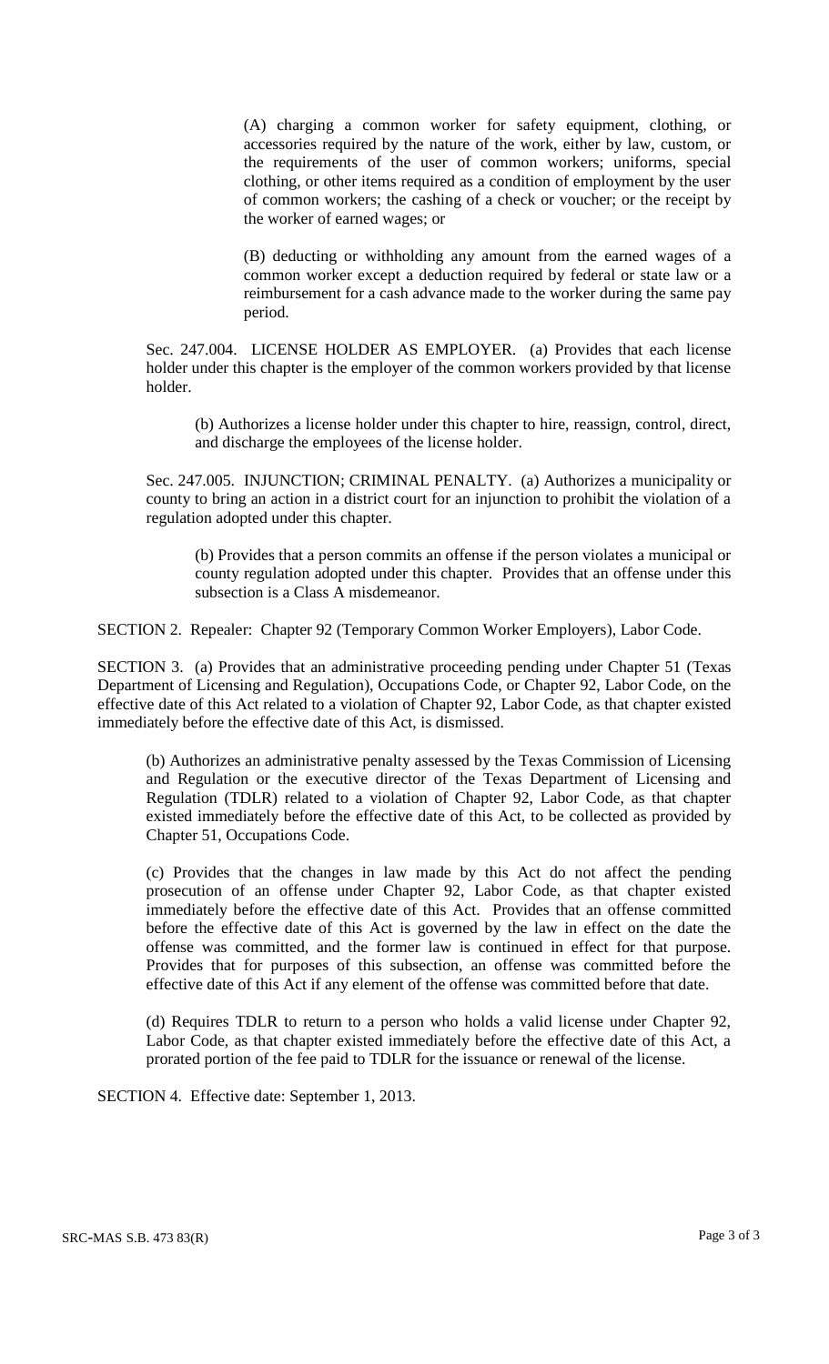(A) charging a common worker for safety equipment, clothing, or accessories required by the nature of the work, either by law, custom, or the requirements of the user of common workers; uniforms, special clothing, or other items required as a condition of employment by the user of common workers; the cashing of a check or voucher; or the receipt by the worker of earned wages; or

(B) deducting or withholding any amount from the earned wages of a common worker except a deduction required by federal or state law or a reimbursement for a cash advance made to the worker during the same pay period.

Sec. 247.004. LICENSE HOLDER AS EMPLOYER. (a) Provides that each license holder under this chapter is the employer of the common workers provided by that license holder.

(b) Authorizes a license holder under this chapter to hire, reassign, control, direct, and discharge the employees of the license holder.

Sec. 247.005. INJUNCTION; CRIMINAL PENALTY. (a) Authorizes a municipality or county to bring an action in a district court for an injunction to prohibit the violation of a regulation adopted under this chapter.

(b) Provides that a person commits an offense if the person violates a municipal or county regulation adopted under this chapter. Provides that an offense under this subsection is a Class A misdemeanor.

SECTION 2. Repealer: Chapter 92 (Temporary Common Worker Employers), Labor Code.

SECTION 3. (a) Provides that an administrative proceeding pending under Chapter 51 (Texas Department of Licensing and Regulation), Occupations Code, or Chapter 92, Labor Code, on the effective date of this Act related to a violation of Chapter 92, Labor Code, as that chapter existed immediately before the effective date of this Act, is dismissed.

(b) Authorizes an administrative penalty assessed by the Texas Commission of Licensing and Regulation or the executive director of the Texas Department of Licensing and Regulation (TDLR) related to a violation of Chapter 92, Labor Code, as that chapter existed immediately before the effective date of this Act, to be collected as provided by Chapter 51, Occupations Code.

(c) Provides that the changes in law made by this Act do not affect the pending prosecution of an offense under Chapter 92, Labor Code, as that chapter existed immediately before the effective date of this Act. Provides that an offense committed before the effective date of this Act is governed by the law in effect on the date the offense was committed, and the former law is continued in effect for that purpose. Provides that for purposes of this subsection, an offense was committed before the effective date of this Act if any element of the offense was committed before that date.

(d) Requires TDLR to return to a person who holds a valid license under Chapter 92, Labor Code, as that chapter existed immediately before the effective date of this Act, a prorated portion of the fee paid to TDLR for the issuance or renewal of the license.

SECTION 4. Effective date: September 1, 2013.

SRC-MAS S.B. 473 83(R)